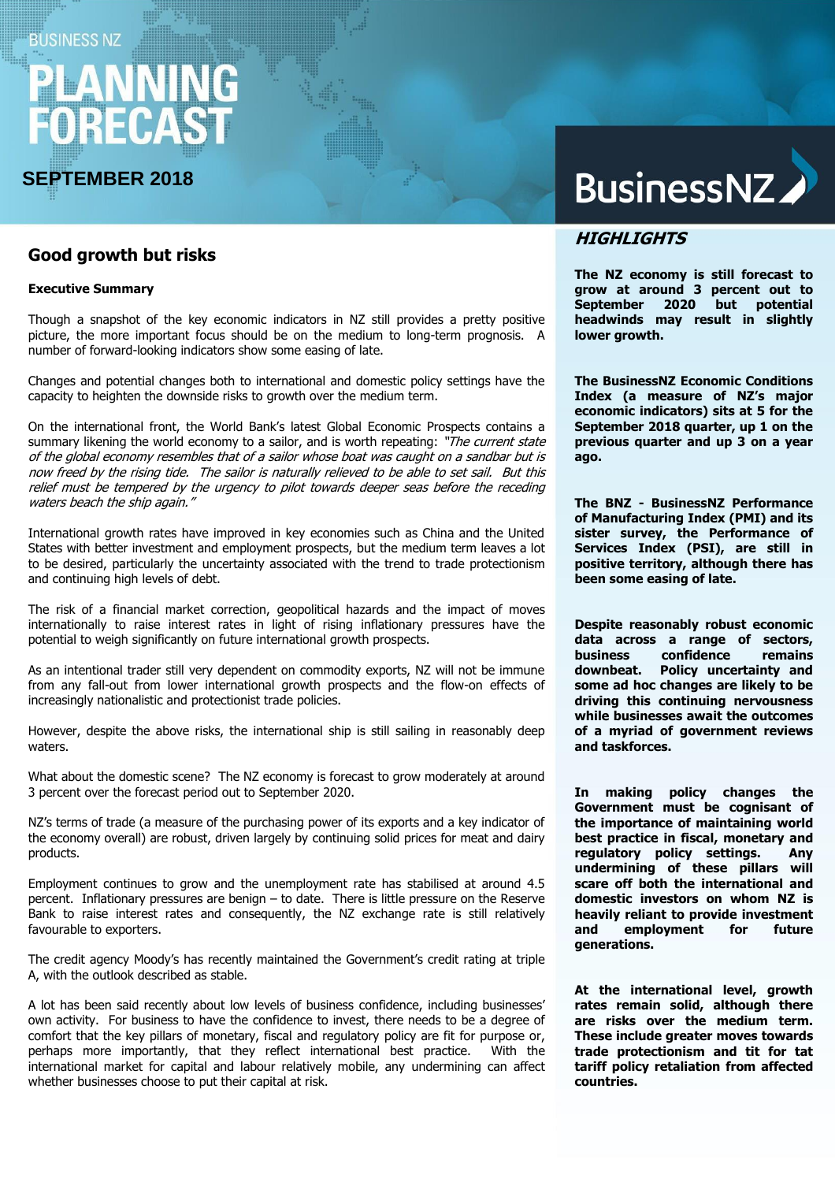BUSINESS NZ

# PLANNING FORECAST

**SEPTEMBER 2018**

BusinessNZ

## Good growth but risks

**Executive Summary**

Though a snapshot of the key economic indicators in NZ still provides a pretty positive picture, the more important focus should be on the medium to long-term prognosis. A number of forward-looking indicators show some easing of late.

Changes and potential changes both to international and domestic policy settings have the capacity to heighten the downside risks to growth over the medium term.

On the international front, the World Bank's latest Global Economic Prospects contains a summary likening the world economy to a sailor, and is worth repeating: *"The current state of the global economy resembles that of a sailor whose boat was caught on a sandbar but is now freed by the rising tide. The sailor is naturally relieved to be able to set sail. But this relief must be tempered by the urgency to pilot towards deeper seas before the receding waters beach the ship again."*

International growth rates have improved in key economies such as China and the United States with better investment and employment prospects, but the medium term leaves a lot to be desired, particularly the uncertainty associated with the trend to trade protectionism and continuing high levels of debt.

The risk of a financial market correction, geopolitical hazards and the impact of moves internationally to raise interest rates in light of rising inflationary pressures have the potential to weigh significantly on future international growth prospects.

As an intentional trader still very dependent on commodity exports, NZ will not be immune from any fall-out from lower international growth prospects and the flow-on effects of increasingly nationalistic and protectionist trade policies.

However, despite the above risks, the international ship is still sailing in reasonably deep waters.

What about the domestic scene? The NZ economy is forecast to grow moderately at around 3 percent over the forecast period out to September 2020.

NZ's terms of trade (a measure of the purchasing power of its exports and a key indicator of the economy overall) are robust, driven largely by continuing solid prices for meat and dairy products.

Employment continues to grow and the unemployment rate has stabilised at around 4.5 percent. Inflationary pressures are benign – to date. There is little pressure on the Reserve Bank to raise interest rates and consequently, the NZ exchange rate is still relatively favourable to exporters.

The credit agency Moody's has recently maintained the Government's credit rating at triple A, with the outlook described as stable.

A lot has been said recently about low levels of business confidence, including businesses' own activity. For business to have the confidence to invest, there needs to be a degree of comfort that the key pillars of monetary, fiscal and regulatory policy are fit for purpose or, perhaps more importantly, that they reflect international best practice. With the international market for capital and labour relatively mobile, any undermining can affect whether businesses choose to put their capital at risk.

### *HIGHLIGHTS*

**The NZ economy is still forecast to grow at around 3 percent out to September 2020 but potential headwinds may result in slightly lower growth.**

**The BusinessNZ Economic Conditions Index (a measure of NZ's major economic indicators) sits at 5 for the September 2018 quarter, up 1 on the previous quarter and up 3 on a year ago.**

**The BNZ - BusinessNZ Performance of Manufacturing Index (PMI) and its sister survey, the Performance of Services Index (PSI), are still in positive territory, although there has been some easing of late.**

**Despite reasonably robust economic data across a range of sectors, business confidence remains downbeat. Policy uncertainty and some ad hoc changes are likely to be driving this continuing nervousness while businesses await the outcomes of a myriad of government reviews and taskforces.**

**In making policy changes the Government must be cognisant of the importance of maintaining world best practice in fiscal, monetary and regulatory policy settings. Any undermining of these pillars will scare off both the international and domestic investors on whom NZ is heavily reliant to provide investment and employment for future generations.**

**At the international level, growth rates remain solid, although there are risks over the medium term. These include greater moves towards trade protectionism and tit for tat tariff policy retaliation from affected countries.**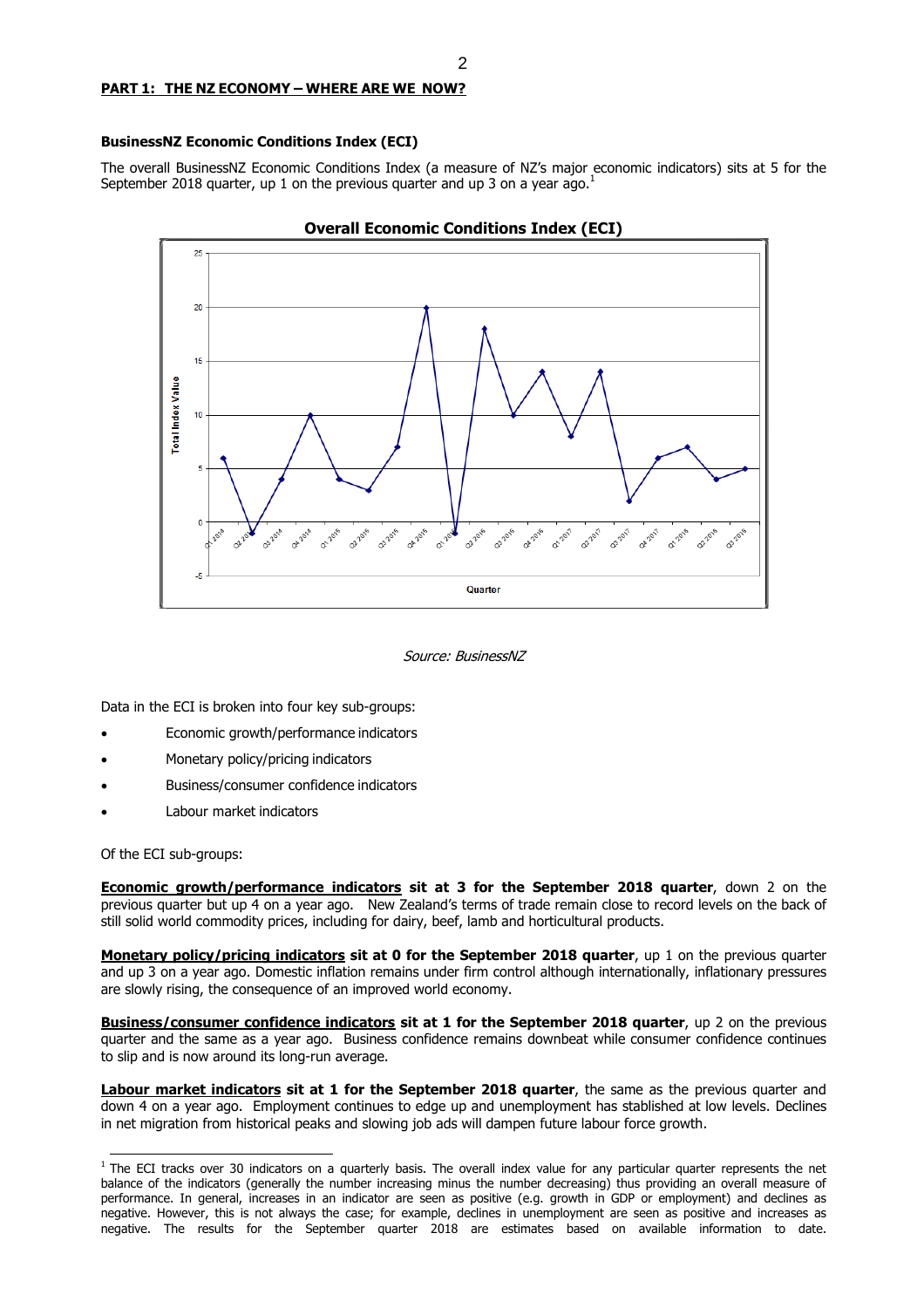## PART 1: THE NZ ECONOMY – WHERE ARE WE NOW?

### BusinessNZ Economic Conditions Index (ECI)

The overall BusinessNZ Economic Conditions Index (a measure of NZ's major economic indicators) sits at 5 for the September 2018 quarter, up 1 on the previous quarter and up 3 on a year ago.[1]

**Overall Economic Conditions Index (ECI)**

*Source: BusinessNZ*

Data in the ECI is broken into four key sub-groups:

- Economic growth/performance indicators
- Monetary policy/pricing indicators
- Business/consumer confidence indicators
- Labour market indicators

Of the ECI sub-groups:

**Economic growth/performance indicators sit at 3 for the September 2018 quarter**, down 2 on the previous quarter but up 4 on a year ago. New Zealand's terms of trade remain close to record levels on the back of still solid world commodity prices, including for dairy, beef, lamb and horticultural products.

**Monetary policy/pricing indicators sit at 0 for the September 2018 quarter**, up 1 on the previous quarter and up 3 on a year ago. Domestic inflation remains under firm control although internationally, inflationary pressures are slowly rising, the consequence of an improved world economy.

**Business/consumer confidence indicators sit at 1 for the September 2018 quarter**, up 2 on the previous quarter and the same as a year ago. Business confidence remains downbeat while consumer confidence continues to slip and is now around its long-run average.

**Labour market indicators sit at 1 for the September 2018 quarter**, the same as the previous quarter and down 4 on a year ago. Employment continues to edge up and unemployment has stablished at low levels. Declines in net migration from historical peaks and slowing job ads will dampen future labour force growth.

---

[1] The ECI tracks over 30 indicators on a quarterly basis. The overall index value for any particular quarter represents the net balance of the indicators (generally the number increasing minus the number decreasing) thus providing an overall measure of performance. In general, increases in an indicator are seen as positive (e.g. growth in GDP or employment) and declines as negative. However, this is not always the case; for example, declines in unemployment are seen as positive and increases as negative. The results for the September quarter 2018 are estimates based on available information to date.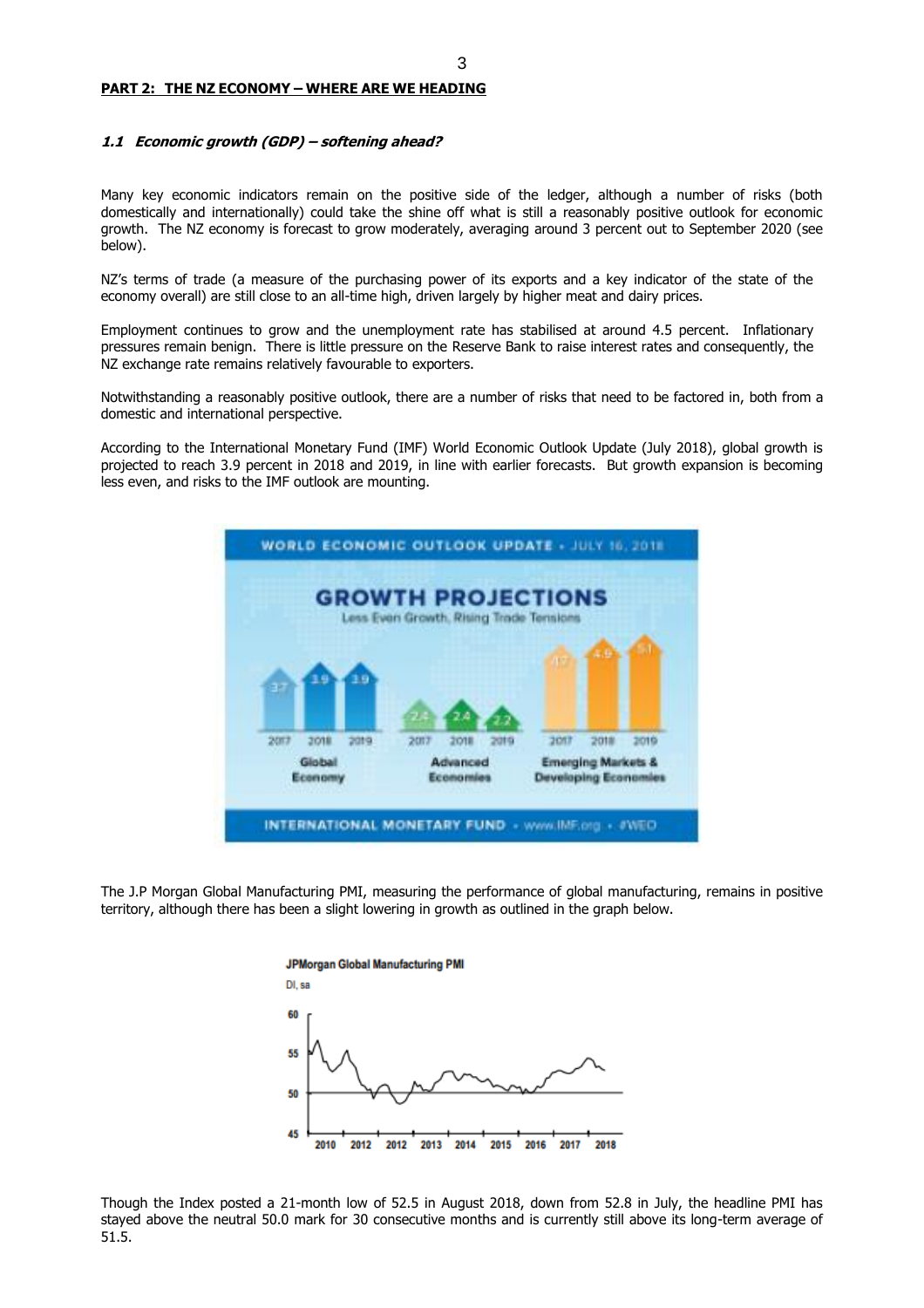**PART 2: THE NZ ECONOMY – WHERE ARE WE HEADING**

### *1.1 Economic growth (GDP) – softening ahead?*

Many key economic indicators remain on the positive side of the ledger, although a number of risks (both domestically and internationally) could take the shine off what is still a reasonably positive outlook for economic growth. The NZ economy is forecast to grow moderately, averaging around 3 percent out to September 2020 (see below).

NZ's terms of trade (a measure of the purchasing power of its exports and a key indicator of the state of the economy overall) are still close to an all-time high, driven largely by higher meat and dairy prices.

Employment continues to grow and the unemployment rate has stabilised at around 4.5 percent. Inflationary pressures remain benign. There is little pressure on the Reserve Bank to raise interest rates and consequently, the NZ exchange rate remains relatively favourable to exporters.

Notwithstanding a reasonably positive outlook, there are a number of risks that need to be factored in, both from a domestic and international perspective.

According to the International Monetary Fund (IMF) World Economic Outlook Update (July 2018), global growth is projected to reach 3.9 percent in 2018 and 2019, in line with earlier forecasts. But growth expansion is becoming less even, and risks to the IMF outlook are mounting.

The J.P Morgan Global Manufacturing PMI, measuring the performance of global manufacturing, remains in positive territory, although there has been a slight lowering in growth as outlined in the graph below.

Though the Index posted a 21-month low of 52.5 in August 2018, down from 52.8 in July, the headline PMI has stayed above the neutral 50.0 mark for 30 consecutive months and is currently still above its long-term average of 51.5.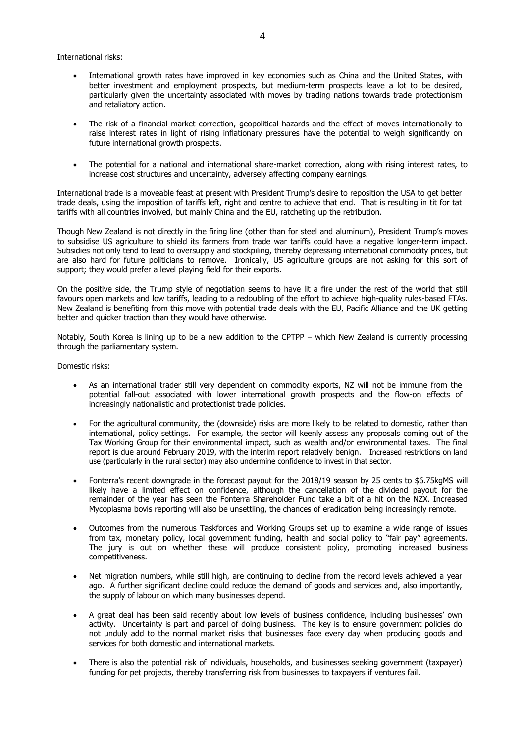International risks:

- International growth rates have improved in key economies such as China and the United States, with better investment and employment prospects, but medium-term prospects leave a lot to be desired, particularly given the uncertainty associated with moves by trading nations towards trade protectionism and retaliatory action.

- The risk of a financial market correction, geopolitical hazards and the effect of moves internationally to raise interest rates in light of rising inflationary pressures have the potential to weigh significantly on future international growth prospects.

- The potential for a national and international share-market correction, along with rising interest rates, to increase cost structures and uncertainty, adversely affecting company earnings.

International trade is a moveable feast at present with President Trump's desire to reposition the USA to get better trade deals, using the imposition of tariffs left, right and centre to achieve that end. That is resulting in tit for tat tariffs with all countries involved, but mainly China and the EU, ratcheting up the retribution.

Though New Zealand is not directly in the firing line (other than for steel and aluminum), President Trump's moves to subsidise US agriculture to shield its farmers from trade war tariffs could have a negative longer-term impact. Subsidies not only tend to lead to oversupply and stockpiling, thereby depressing international commodity prices, but are also hard for future politicians to remove. Ironically, US agriculture groups are not asking for this sort of support; they would prefer a level playing field for their exports.

On the positive side, the Trump style of negotiation seems to have lit a fire under the rest of the world that still favours open markets and low tariffs, leading to a redoubling of the effort to achieve high-quality rules-based FTAs. New Zealand is benefiting from this move with potential trade deals with the EU, Pacific Alliance and the UK getting better and quicker traction than they would have otherwise.

Notably, South Korea is lining up to be a new addition to the CPTPP – which New Zealand is currently processing through the parliamentary system.

Domestic risks:

- As an international trader still very dependent on commodity exports, NZ will not be immune from the potential fall-out associated with lower international growth prospects and the flow-on effects of increasingly nationalistic and protectionist trade policies.

- For the agricultural community, the (downside) risks are more likely to be related to domestic, rather than international, policy settings. For example, the sector will keenly assess any proposals coming out of the Tax Working Group for their environmental impact, such as wealth and/or environmental taxes. The final report is due around February 2019, with the interim report relatively benign. Increased restrictions on land use (particularly in the rural sector) may also undermine confidence to invest in that sector.

- Fonterra's recent downgrade in the forecast payout for the 2018/19 season by 25 cents to $6.75kgMS will likely have a limited effect on confidence, although the cancellation of the dividend payout for the remainder of the year has seen the Fonterra Shareholder Fund take a bit of a hit on the NZX. Increased Mycoplasma bovis reporting will also be unsettling, the chances of eradication being increasingly remote.

- Outcomes from the numerous Taskforces and Working Groups set up to examine a wide range of issues from tax, monetary policy, local government funding, health and social policy to "fair pay" agreements. The jury is out on whether these will produce consistent policy, promoting increased business competitiveness.

- Net migration numbers, while still high, are continuing to decline from the record levels achieved a year ago. A further significant decline could reduce the demand of goods and services and, also importantly, the supply of labour on which many businesses depend.

- A great deal has been said recently about low levels of business confidence, including businesses' own activity. Uncertainty is part and parcel of doing business. The key is to ensure government policies do not unduly add to the normal market risks that businesses face every day when producing goods and services for both domestic and international markets.

- There is also the potential risk of individuals, households, and businesses seeking government (taxpayer) funding for pet projects, thereby transferring risk from businesses to taxpayers if ventures fail.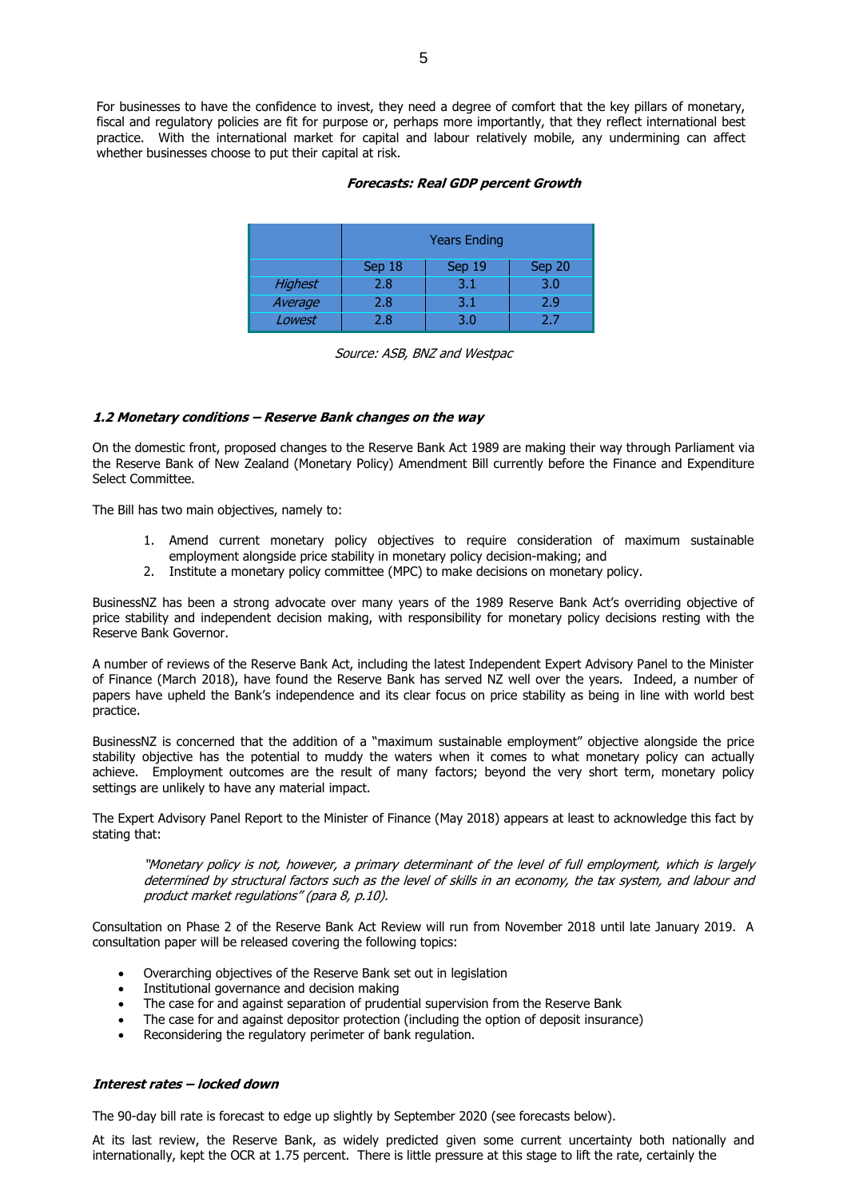For businesses to have the confidence to invest, they need a degree of comfort that the key pillars of monetary, fiscal and regulatory policies are fit for purpose or, perhaps more importantly, that they reflect international best practice. With the international market for capital and labour relatively mobile, any undermining can affect whether businesses choose to put their capital at risk.

***Forecasts: Real GDP percent Growth***

| | Years Ending | | |
|---|---|---|---|
| | Sep 18 | Sep 19 | Sep 20 |
| *Highest* | 2.8 | 3.1 | 3.0 |
| *Average* | 2.8 | 3.1 | 2.9 |
| *Lowest* | 2.8 | 3.0 | 2.7 |

*Source: ASB, BNZ and Westpac*

#### *1.2 Monetary conditions – Reserve Bank changes on the way*

On the domestic front, proposed changes to the Reserve Bank Act 1989 are making their way through Parliament via the Reserve Bank of New Zealand (Monetary Policy) Amendment Bill currently before the Finance and Expenditure Select Committee.

The Bill has two main objectives, namely to:

1. Amend current monetary policy objectives to require consideration of maximum sustainable employment alongside price stability in monetary policy decision-making; and
2. Institute a monetary policy committee (MPC) to make decisions on monetary policy.

BusinessNZ has been a strong advocate over many years of the 1989 Reserve Bank Act's overriding objective of price stability and independent decision making, with responsibility for monetary policy decisions resting with the Reserve Bank Governor.

A number of reviews of the Reserve Bank Act, including the latest Independent Expert Advisory Panel to the Minister of Finance (March 2018), have found the Reserve Bank has served NZ well over the years. Indeed, a number of papers have upheld the Bank's independence and its clear focus on price stability as being in line with world best practice.

BusinessNZ is concerned that the addition of a "maximum sustainable employment" objective alongside the price stability objective has the potential to muddy the waters when it comes to what monetary policy can actually achieve. Employment outcomes are the result of many factors; beyond the very short term, monetary policy settings are unlikely to have any material impact.

The Expert Advisory Panel Report to the Minister of Finance (May 2018) appears at least to acknowledge this fact by stating that:

> *"Monetary policy is not, however, a primary determinant of the level of full employment, which is largely determined by structural factors such as the level of skills in an economy, the tax system, and labour and product market regulations" (para 8, p.10).*

Consultation on Phase 2 of the Reserve Bank Act Review will run from November 2018 until late January 2019. A consultation paper will be released covering the following topics:

- Overarching objectives of the Reserve Bank set out in legislation
- Institutional governance and decision making
- The case for and against separation of prudential supervision from the Reserve Bank
- The case for and against depositor protection (including the option of deposit insurance)
- Reconsidering the regulatory perimeter of bank regulation.

#### *Interest rates – locked down*

The 90-day bill rate is forecast to edge up slightly by September 2020 (see forecasts below).

At its last review, the Reserve Bank, as widely predicted given some current uncertainty both nationally and internationally, kept the OCR at 1.75 percent. There is little pressure at this stage to lift the rate, certainly the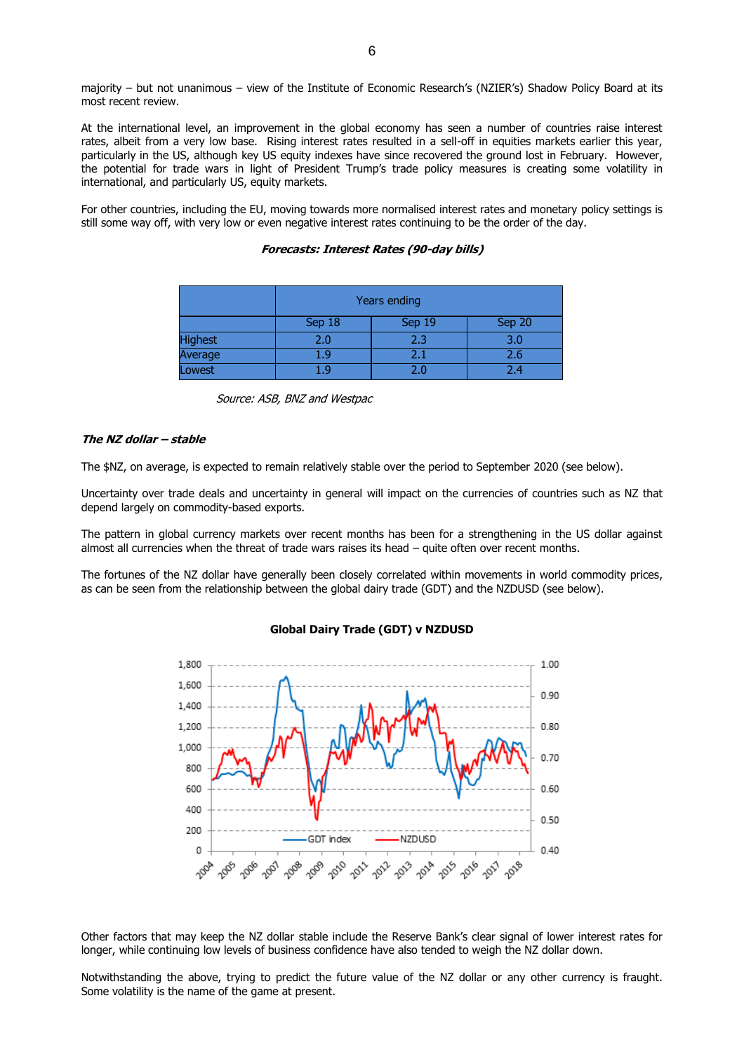majority – but not unanimous – view of the Institute of Economic Research's (NZIER's) Shadow Policy Board at its most recent review.

At the international level, an improvement in the global economy has seen a number of countries raise interest rates, albeit from a very low base. Rising interest rates resulted in a sell-off in equities markets earlier this year, particularly in the US, although key US equity indexes have since recovered the ground lost in February. However, the potential for trade wars in light of President Trump's trade policy measures is creating some volatility in international, and particularly US, equity markets.

For other countries, including the EU, moving towards more normalised interest rates and monetary policy settings is still some way off, with very low or even negative interest rates continuing to be the order of the day.

***Forecasts: Interest Rates (90-day bills)***

| | Years ending | | |
|---|---|---|---|
| | Sep 18 | Sep 19 | Sep 20 |
| Highest | 2.0 | 2.3 | 3.0 |
| Average | 1.9 | 2.1 | 2.6 |
| Lowest | 1.9 | 2.0 | 2.4 |

*Source: ASB, BNZ and Westpac*

***The NZ dollar – stable***

The $NZ, on average, is expected to remain relatively stable over the period to September 2020 (see below).

Uncertainty over trade deals and uncertainty in general will impact on the currencies of countries such as NZ that depend largely on commodity-based exports.

The pattern in global currency markets over recent months has been for a strengthening in the US dollar against almost all currencies when the threat of trade wars raises its head – quite often over recent months.

The fortunes of the NZ dollar have generally been closely correlated within movements in world commodity prices, as can be seen from the relationship between the global dairy trade (GDT) and the NZDUSD (see below).

**Global Dairy Trade (GDT) v NZDUSD**

Other factors that may keep the NZ dollar stable include the Reserve Bank's clear signal of lower interest rates for longer, while continuing low levels of business confidence have also tended to weigh the NZ dollar down.

Notwithstanding the above, trying to predict the future value of the NZ dollar or any other currency is fraught. Some volatility is the name of the game at present.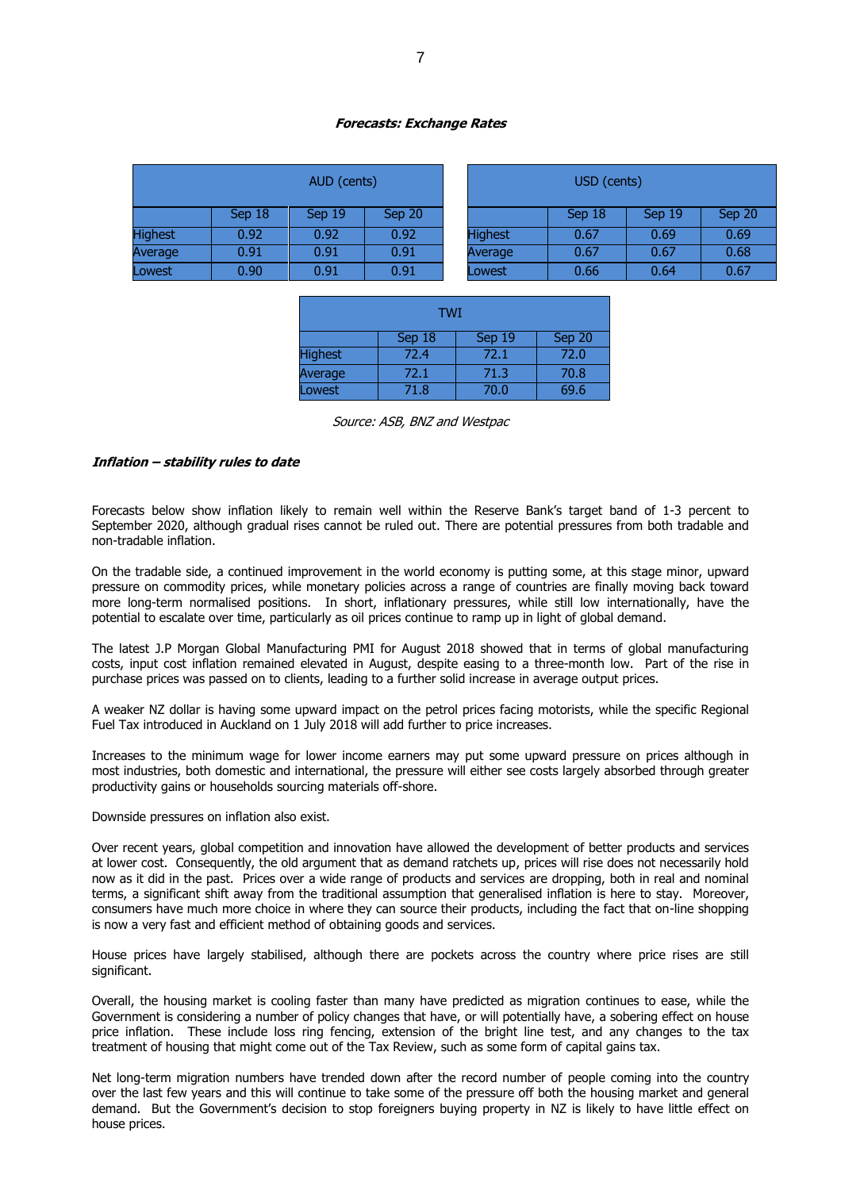**_Forecasts: Exchange Rates_**

| AUD (cents) | | | |
|---|---|---|---|
| | Sep 18 | Sep 19 | Sep 20 |
| Highest | 0.92 | 0.92 | 0.92 |
| Average | 0.91 | 0.91 | 0.91 |
| Lowest | 0.90 | 0.91 | 0.91 |

| USD (cents) | | | |
|---|---|---|---|
| | Sep 18 | Sep 19 | Sep 20 |
| Highest | 0.67 | 0.69 | 0.69 |
| Average | 0.67 | 0.67 | 0.68 |
| Lowest | 0.66 | 0.64 | 0.67 |

| TWI | | | |
|---|---|---|---|
| | Sep 18 | Sep 19 | Sep 20 |
| Highest | 72.4 | 72.1 | 72.0 |
| Average | 72.1 | 71.3 | 70.8 |
| Lowest | 71.8 | 70.0 | 69.6 |

*Source: ASB, BNZ and Westpac*

**_Inflation – stability rules to date_**

Forecasts below show inflation likely to remain well within the Reserve Bank's target band of 1-3 percent to September 2020, although gradual rises cannot be ruled out. There are potential pressures from both tradable and non-tradable inflation.

On the tradable side, a continued improvement in the world economy is putting some, at this stage minor, upward pressure on commodity prices, while monetary policies across a range of countries are finally moving back toward more long-term normalised positions. In short, inflationary pressures, while still low internationally, have the potential to escalate over time, particularly as oil prices continue to ramp up in light of global demand.

The latest J.P Morgan Global Manufacturing PMI for August 2018 showed that in terms of global manufacturing costs, input cost inflation remained elevated in August, despite easing to a three-month low. Part of the rise in purchase prices was passed on to clients, leading to a further solid increase in average output prices.

A weaker NZ dollar is having some upward impact on the petrol prices facing motorists, while the specific Regional Fuel Tax introduced in Auckland on 1 July 2018 will add further to price increases.

Increases to the minimum wage for lower income earners may put some upward pressure on prices although in most industries, both domestic and international, the pressure will either see costs largely absorbed through greater productivity gains or households sourcing materials off-shore.

Downside pressures on inflation also exist.

Over recent years, global competition and innovation have allowed the development of better products and services at lower cost. Consequently, the old argument that as demand ratchets up, prices will rise does not necessarily hold now as it did in the past. Prices over a wide range of products and services are dropping, both in real and nominal terms, a significant shift away from the traditional assumption that generalised inflation is here to stay. Moreover, consumers have much more choice in where they can source their products, including the fact that on-line shopping is now a very fast and efficient method of obtaining goods and services.

House prices have largely stabilised, although there are pockets across the country where price rises are still significant.

Overall, the housing market is cooling faster than many have predicted as migration continues to ease, while the Government is considering a number of policy changes that have, or will potentially have, a sobering effect on house price inflation. These include loss ring fencing, extension of the bright line test, and any changes to the tax treatment of housing that might come out of the Tax Review, such as some form of capital gains tax.

Net long-term migration numbers have trended down after the record number of people coming into the country over the last few years and this will continue to take some of the pressure off both the housing market and general demand. But the Government's decision to stop foreigners buying property in NZ is likely to have little effect on house prices.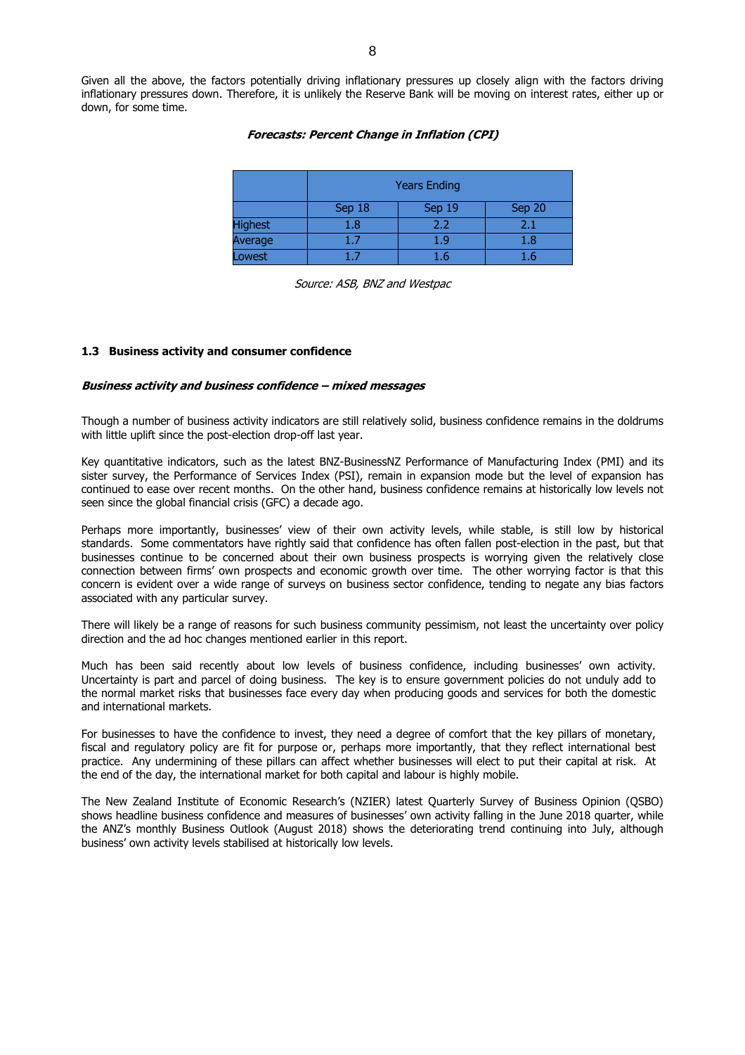Given all the above, the factors potentially driving inflationary pressures up closely align with the factors driving inflationary pressures down. Therefore, it is unlikely the Reserve Bank will be moving on interest rates, either up or down, for some time.

***Forecasts: Percent Change in Inflation (CPI)***

| | Years Ending | | |
|---|---|---|---|
| | Sep 18 | Sep 19 | Sep 20 |
| Highest | 1.8 | 2.2 | 2.1 |
| Average | 1.7 | 1.9 | 1.8 |
| Lowest | 1.7 | 1.6 | 1.6 |

*Source: ASB, BNZ and Westpac*

### 1.3 Business activity and consumer confidence

***Business activity and business confidence – mixed messages***

Though a number of business activity indicators are still relatively solid, business confidence remains in the doldrums with little uplift since the post-election drop-off last year.

Key quantitative indicators, such as the latest BNZ-BusinessNZ Performance of Manufacturing Index (PMI) and its sister survey, the Performance of Services Index (PSI), remain in expansion mode but the level of expansion has continued to ease over recent months. On the other hand, business confidence remains at historically low levels not seen since the global financial crisis (GFC) a decade ago.

Perhaps more importantly, businesses' view of their own activity levels, while stable, is still low by historical standards. Some commentators have rightly said that confidence has often fallen post-election in the past, but that businesses continue to be concerned about their own business prospects is worrying given the relatively close connection between firms' own prospects and economic growth over time. The other worrying factor is that this concern is evident over a wide range of surveys on business sector confidence, tending to negate any bias factors associated with any particular survey.

There will likely be a range of reasons for such business community pessimism, not least the uncertainty over policy direction and the ad hoc changes mentioned earlier in this report.

Much has been said recently about low levels of business confidence, including businesses' own activity. Uncertainty is part and parcel of doing business. The key is to ensure government policies do not unduly add to the normal market risks that businesses face every day when producing goods and services for both the domestic and international markets.

For businesses to have the confidence to invest, they need a degree of comfort that the key pillars of monetary, fiscal and regulatory policy are fit for purpose or, perhaps more importantly, that they reflect international best practice. Any undermining of these pillars can affect whether businesses will elect to put their capital at risk. At the end of the day, the international market for both capital and labour is highly mobile.

The New Zealand Institute of Economic Research's (NZIER) latest Quarterly Survey of Business Opinion (QSBO) shows headline business confidence and measures of businesses' own activity falling in the June 2018 quarter, while the ANZ's monthly Business Outlook (August 2018) shows the deteriorating trend continuing into July, although business' own activity levels stabilised at historically low levels.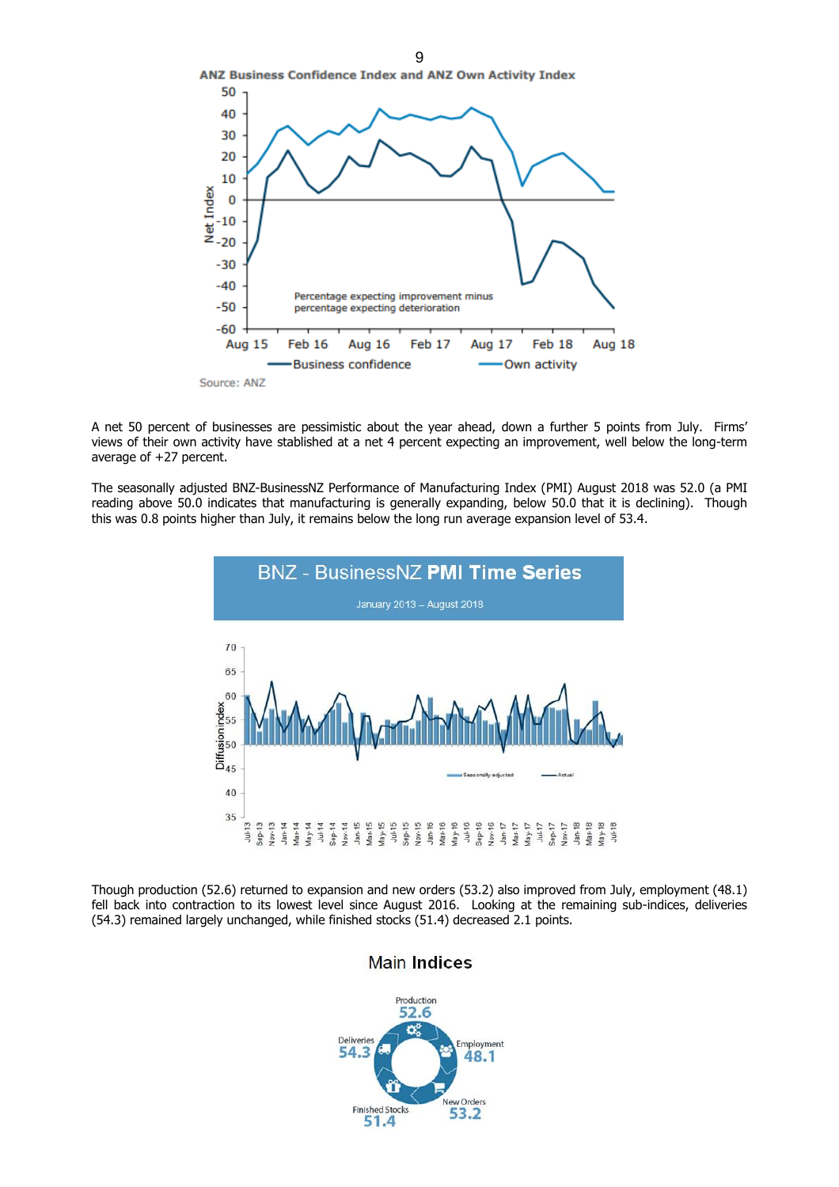**ANZ Business Confidence Index and ANZ Own Activity Index**

Source: ANZ

A net 50 percent of businesses are pessimistic about the year ahead, down a further 5 points from July. Firms' views of their own activity have stablished at a net 4 percent expecting an improvement, well below the long-term average of +27 percent.

The seasonally adjusted BNZ-BusinessNZ Performance of Manufacturing Index (PMI) August 2018 was 52.0 (a PMI reading above 50.0 indicates that manufacturing is generally expanding, below 50.0 that it is declining). Though this was 0.8 points higher than July, it remains below the long run average expansion level of 53.4.

**BNZ - BusinessNZ PMI Time Series**

January 2013 – August 2018

Though production (52.6) returned to expansion and new orders (53.2) also improved from July, employment (48.1) fell back into contraction to its lowest level since August 2016. Looking at the remaining sub-indices, deliveries (54.3) remained largely unchanged, while finished stocks (51.4) decreased 2.1 points.

**Main Indices**

| Index | Value |
|---|---|
| Production | 52.6 |
| Employment | 48.1 |
| New Orders | 53.2 |
| Finished Stocks | 51.4 |
| Deliveries | 54.3 |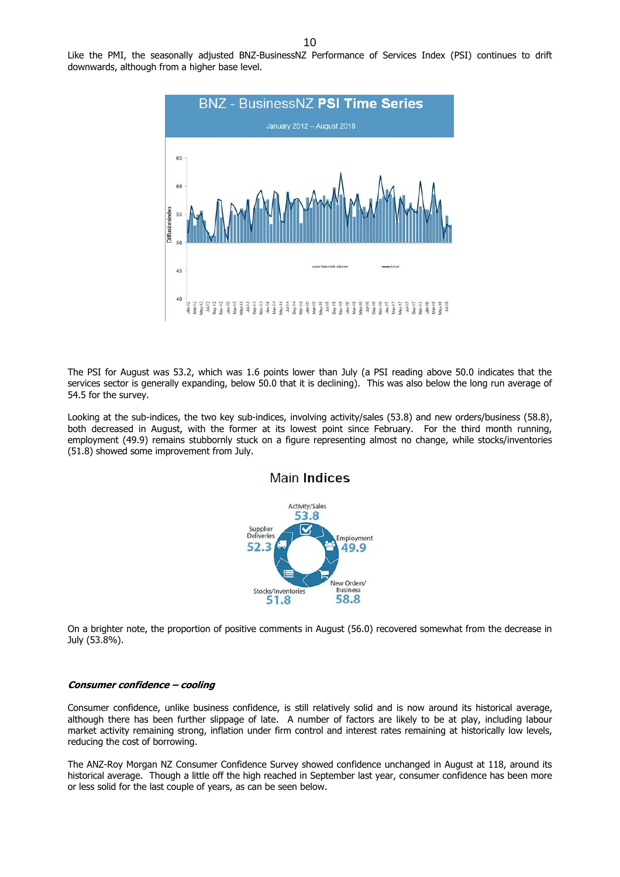Like the PMI, the seasonally adjusted BNZ-BusinessNZ Performance of Services Index (PSI) continues to drift downwards, although from a higher base level.

The PSI for August was 53.2, which was 1.6 points lower than July (a PSI reading above 50.0 indicates that the services sector is generally expanding, below 50.0 that it is declining). This was also below the long run average of 54.5 for the survey.

Looking at the sub-indices, the two key sub-indices, involving activity/sales (53.8) and new orders/business (58.8), both decreased in August, with the former at its lowest point since February. For the third month running, employment (49.9) remains stubbornly stuck on a figure representing almost no change, while stocks/inventories (51.8) showed some improvement from July.

On a brighter note, the proportion of positive comments in August (56.0) recovered somewhat from the decrease in July (53.8%).

***Consumer confidence – cooling***

Consumer confidence, unlike business confidence, is still relatively solid and is now around its historical average, although there has been further slippage of late. A number of factors are likely to be at play, including labour market activity remaining strong, inflation under firm control and interest rates remaining at historically low levels, reducing the cost of borrowing.

The ANZ-Roy Morgan NZ Consumer Confidence Survey showed confidence unchanged in August at 118, around its historical average. Though a little off the high reached in September last year, consumer confidence has been more or less solid for the last couple of years, as can be seen below.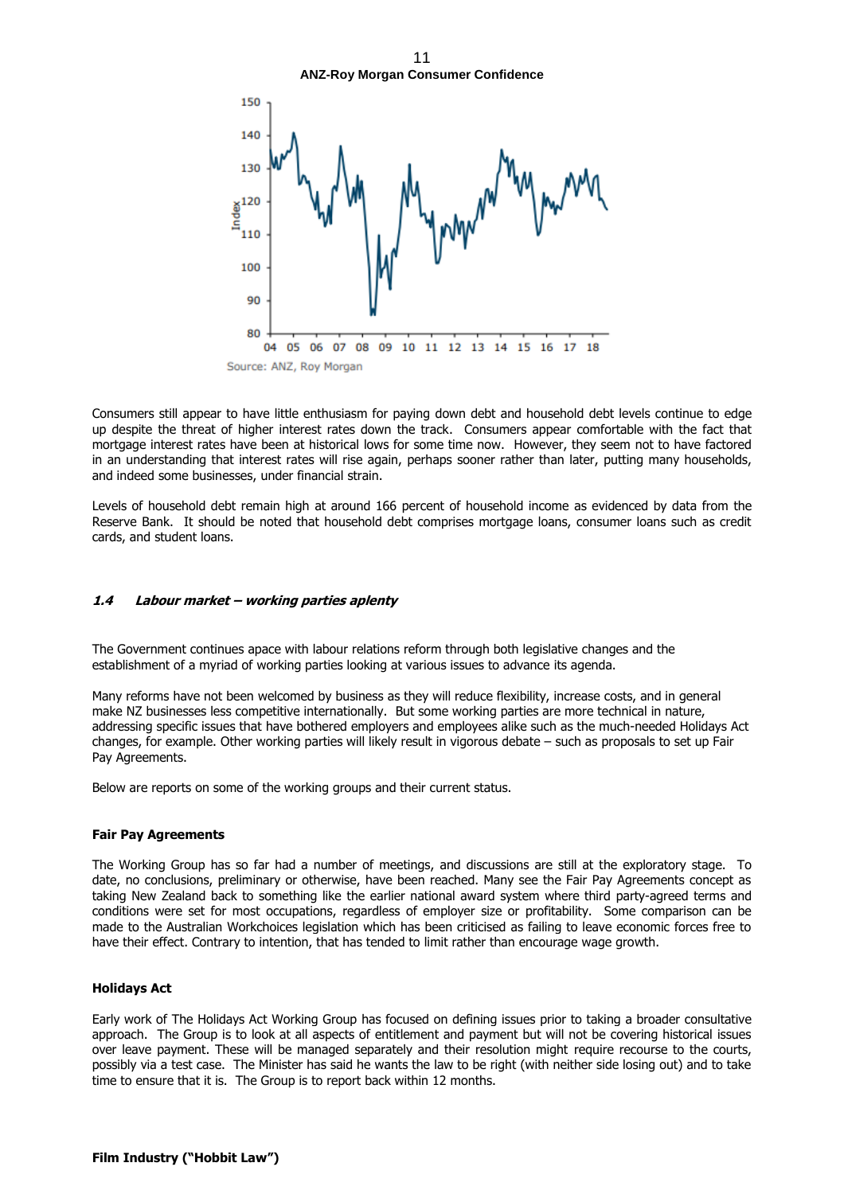**ANZ-Roy Morgan Consumer Confidence**

Source: ANZ, Roy Morgan

Consumers still appear to have little enthusiasm for paying down debt and household debt levels continue to edge up despite the threat of higher interest rates down the track. Consumers appear comfortable with the fact that mortgage interest rates have been at historical lows for some time now. However, they seem not to have factored in an understanding that interest rates will rise again, perhaps sooner rather than later, putting many households, and indeed some businesses, under financial strain.

Levels of household debt remain high at around 166 percent of household income as evidenced by data from the Reserve Bank. It should be noted that household debt comprises mortgage loans, consumer loans such as credit cards, and student loans.

### *1.4 Labour market – working parties aplenty*

The Government continues apace with labour relations reform through both legislative changes and the establishment of a myriad of working parties looking at various issues to advance its agenda.

Many reforms have not been welcomed by business as they will reduce flexibility, increase costs, and in general make NZ businesses less competitive internationally. But some working parties are more technical in nature, addressing specific issues that have bothered employers and employees alike such as the much-needed Holidays Act changes, for example. Other working parties will likely result in vigorous debate – such as proposals to set up Fair Pay Agreements.

Below are reports on some of the working groups and their current status.

**Fair Pay Agreements**

The Working Group has so far had a number of meetings, and discussions are still at the exploratory stage. To date, no conclusions, preliminary or otherwise, have been reached. Many see the Fair Pay Agreements concept as taking New Zealand back to something like the earlier national award system where third party-agreed terms and conditions were set for most occupations, regardless of employer size or profitability. Some comparison can be made to the Australian Workchoices legislation which has been criticised as failing to leave economic forces free to have their effect. Contrary to intention, that has tended to limit rather than encourage wage growth.

**Holidays Act**

Early work of The Holidays Act Working Group has focused on defining issues prior to taking a broader consultative approach. The Group is to look at all aspects of entitlement and payment but will not be covering historical issues over leave payment. These will be managed separately and their resolution might require recourse to the courts, possibly via a test case. The Minister has said he wants the law to be right (with neither side losing out) and to take time to ensure that it is. The Group is to report back within 12 months.

**Film Industry ("Hobbit Law")**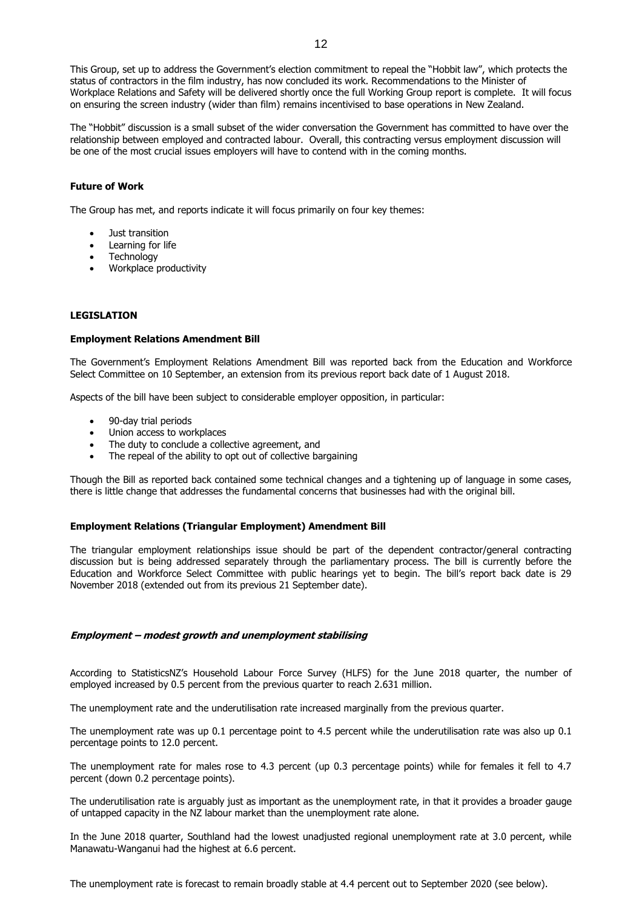This Group, set up to address the Government's election commitment to repeal the "Hobbit law", which protects the status of contractors in the film industry, has now concluded its work. Recommendations to the Minister of Workplace Relations and Safety will be delivered shortly once the full Working Group report is complete. It will focus on ensuring the screen industry (wider than film) remains incentivised to base operations in New Zealand.

The "Hobbit" discussion is a small subset of the wider conversation the Government has committed to have over the relationship between employed and contracted labour. Overall, this contracting versus employment discussion will be one of the most crucial issues employers will have to contend with in the coming months.

**Future of Work**

The Group has met, and reports indicate it will focus primarily on four key themes:

- Just transition
- Learning for life
- Technology
- Workplace productivity

## LEGISLATION

**Employment Relations Amendment Bill**

The Government's Employment Relations Amendment Bill was reported back from the Education and Workforce Select Committee on 10 September, an extension from its previous report back date of 1 August 2018.

Aspects of the bill have been subject to considerable employer opposition, in particular:

- 90-day trial periods
- Union access to workplaces
- The duty to conclude a collective agreement, and
- The repeal of the ability to opt out of collective bargaining

Though the Bill as reported back contained some technical changes and a tightening up of language in some cases, there is little change that addresses the fundamental concerns that businesses had with the original bill.

**Employment Relations (Triangular Employment) Amendment Bill**

The triangular employment relationships issue should be part of the dependent contractor/general contracting discussion but is being addressed separately through the parliamentary process. The bill is currently before the Education and Workforce Select Committee with public hearings yet to begin. The bill's report back date is 29 November 2018 (extended out from its previous 21 September date).

***Employment – modest growth and unemployment stabilising***

According to StatisticsNZ's Household Labour Force Survey (HLFS) for the June 2018 quarter, the number of employed increased by 0.5 percent from the previous quarter to reach 2.631 million.

The unemployment rate and the underutilisation rate increased marginally from the previous quarter.

The unemployment rate was up 0.1 percentage point to 4.5 percent while the underutilisation rate was also up 0.1 percentage points to 12.0 percent.

The unemployment rate for males rose to 4.3 percent (up 0.3 percentage points) while for females it fell to 4.7 percent (down 0.2 percentage points).

The underutilisation rate is arguably just as important as the unemployment rate, in that it provides a broader gauge of untapped capacity in the NZ labour market than the unemployment rate alone.

In the June 2018 quarter, Southland had the lowest unadjusted regional unemployment rate at 3.0 percent, while Manawatu-Wanganui had the highest at 6.6 percent.

The unemployment rate is forecast to remain broadly stable at 4.4 percent out to September 2020 (see below).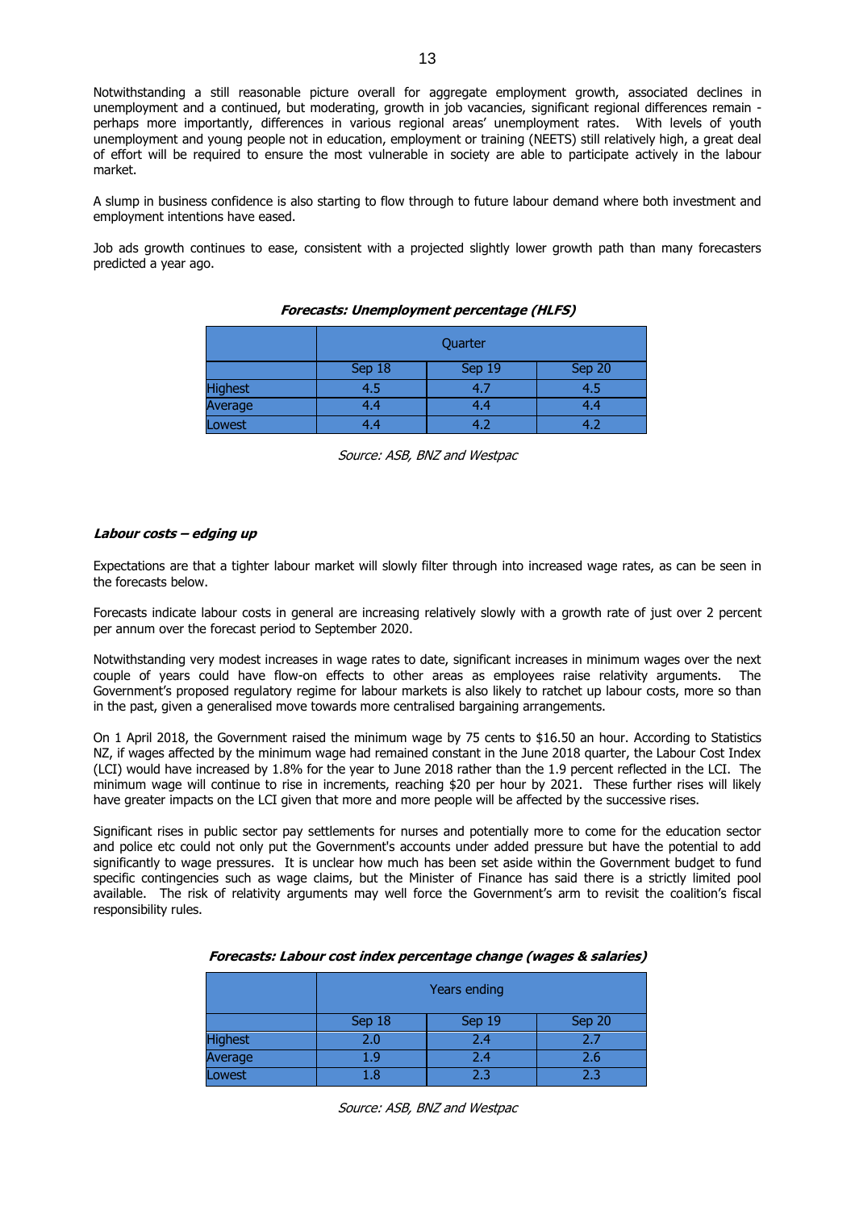Notwithstanding a still reasonable picture overall for aggregate employment growth, associated declines in unemployment and a continued, but moderating, growth in job vacancies, significant regional differences remain - perhaps more importantly, differences in various regional areas' unemployment rates. With levels of youth unemployment and young people not in education, employment or training (NEETS) still relatively high, a great deal of effort will be required to ensure the most vulnerable in society are able to participate actively in the labour market.

A slump in business confidence is also starting to flow through to future labour demand where both investment and employment intentions have eased.

Job ads growth continues to ease, consistent with a projected slightly lower growth path than many forecasters predicted a year ago.

***Forecasts: Unemployment percentage (HLFS)***

| | Quarter | | |
|---|---|---|---|
| | Sep 18 | Sep 19 | Sep 20 |
| Highest | 4.5 | 4.7 | 4.5 |
| Average | 4.4 | 4.4 | 4.4 |
| Lowest | 4.4 | 4.2 | 4.2 |

*Source: ASB, BNZ and Westpac*

***Labour costs – edging up***

Expectations are that a tighter labour market will slowly filter through into increased wage rates, as can be seen in the forecasts below.

Forecasts indicate labour costs in general are increasing relatively slowly with a growth rate of just over 2 percent per annum over the forecast period to September 2020.

Notwithstanding very modest increases in wage rates to date, significant increases in minimum wages over the next couple of years could have flow-on effects to other areas as employees raise relativity arguments. The Government's proposed regulatory regime for labour markets is also likely to ratchet up labour costs, more so than in the past, given a generalised move towards more centralised bargaining arrangements.

On 1 April 2018, the Government raised the minimum wage by 75 cents to $16.50 an hour. According to Statistics NZ, if wages affected by the minimum wage had remained constant in the June 2018 quarter, the Labour Cost Index (LCI) would have increased by 1.8% for the year to June 2018 rather than the 1.9 percent reflected in the LCI. The minimum wage will continue to rise in increments, reaching $20 per hour by 2021. These further rises will likely have greater impacts on the LCI given that more and more people will be affected by the successive rises.

Significant rises in public sector pay settlements for nurses and potentially more to come for the education sector and police etc could not only put the Government's accounts under added pressure but have the potential to add significantly to wage pressures. It is unclear how much has been set aside within the Government budget to fund specific contingencies such as wage claims, but the Minister of Finance has said there is a strictly limited pool available. The risk of relativity arguments may well force the Government's arm to revisit the coalition's fiscal responsibility rules.

***Forecasts: Labour cost index percentage change (wages & salaries)***

| | Years ending | | |
|---|---|---|---|
| | Sep 18 | Sep 19 | Sep 20 |
| Highest | 2.0 | 2.4 | 2.7 |
| Average | 1.9 | 2.4 | 2.6 |
| Lowest | 1.8 | 2.3 | 2.3 |

*Source: ASB, BNZ and Westpac*